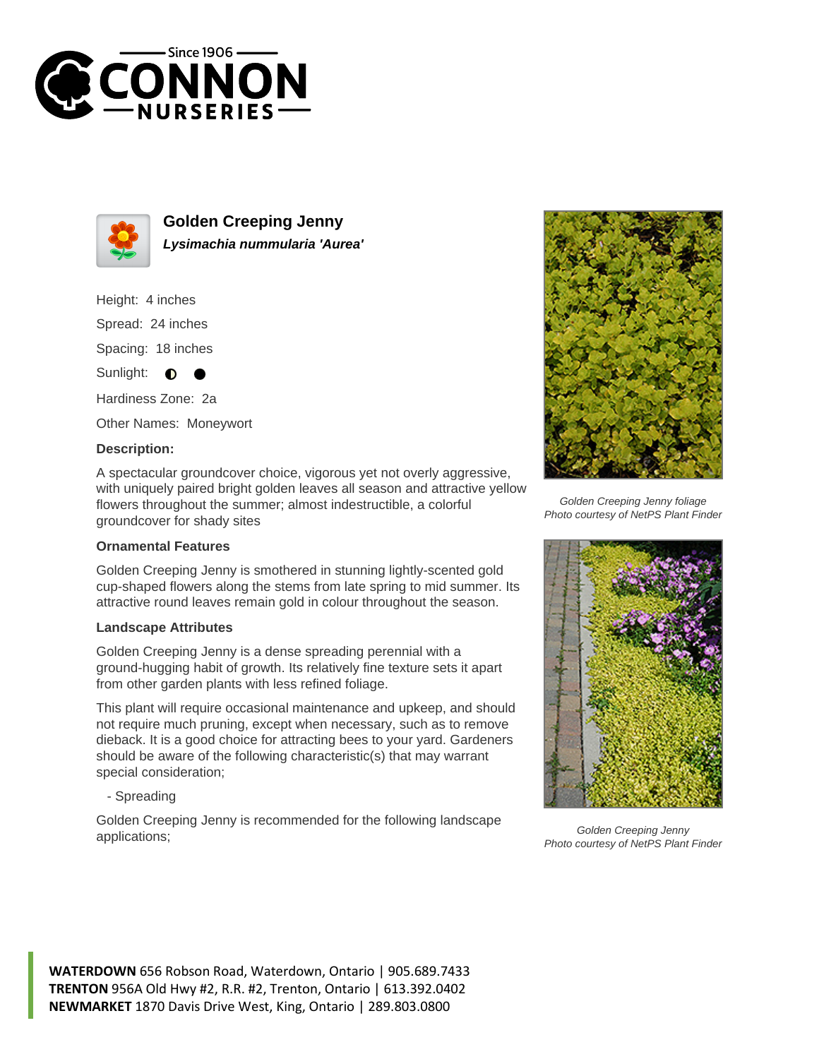# Golden Creeping Jenny

***Lysimachia nummularia 'Aurea'***

Height: 4 inches

Spread: 24 inches

Spacing: 18 inches

Sunlight: ◐ ●

Hardiness Zone: 2a

Other Names: Moneywort

### Description:

A spectacular groundcover choice, vigorous yet not overly aggressive, with uniquely paired bright golden leaves all season and attractive yellow flowers throughout the summer; almost indestructible, a colorful groundcover for shady sites

### Ornamental Features

Golden Creeping Jenny is smothered in stunning lightly-scented gold cup-shaped flowers along the stems from late spring to mid summer. Its attractive round leaves remain gold in colour throughout the season.

### Landscape Attributes

Golden Creeping Jenny is a dense spreading perennial with a ground-hugging habit of growth. Its relatively fine texture sets it apart from other garden plants with less refined foliage.

This plant will require occasional maintenance and upkeep, and should not require much pruning, except when necessary, such as to remove dieback. It is a good choice for attracting bees to your yard. Gardeners should be aware of the following characteristic(s) that may warrant special consideration;

- Spreading

Golden Creeping Jenny is recommended for the following landscape applications;

*Golden Creeping Jenny foliage*
*Photo courtesy of NetPS Plant Finder*

*Golden Creeping Jenny*
*Photo courtesy of NetPS Plant Finder*

**WATERDOWN** 656 Robson Road, Waterdown, Ontario | 905.689.7433
**TRENTON** 956A Old Hwy #2, R.R. #2, Trenton, Ontario | 613.392.0402
**NEWMARKET** 1870 Davis Drive West, King, Ontario | 289.803.0800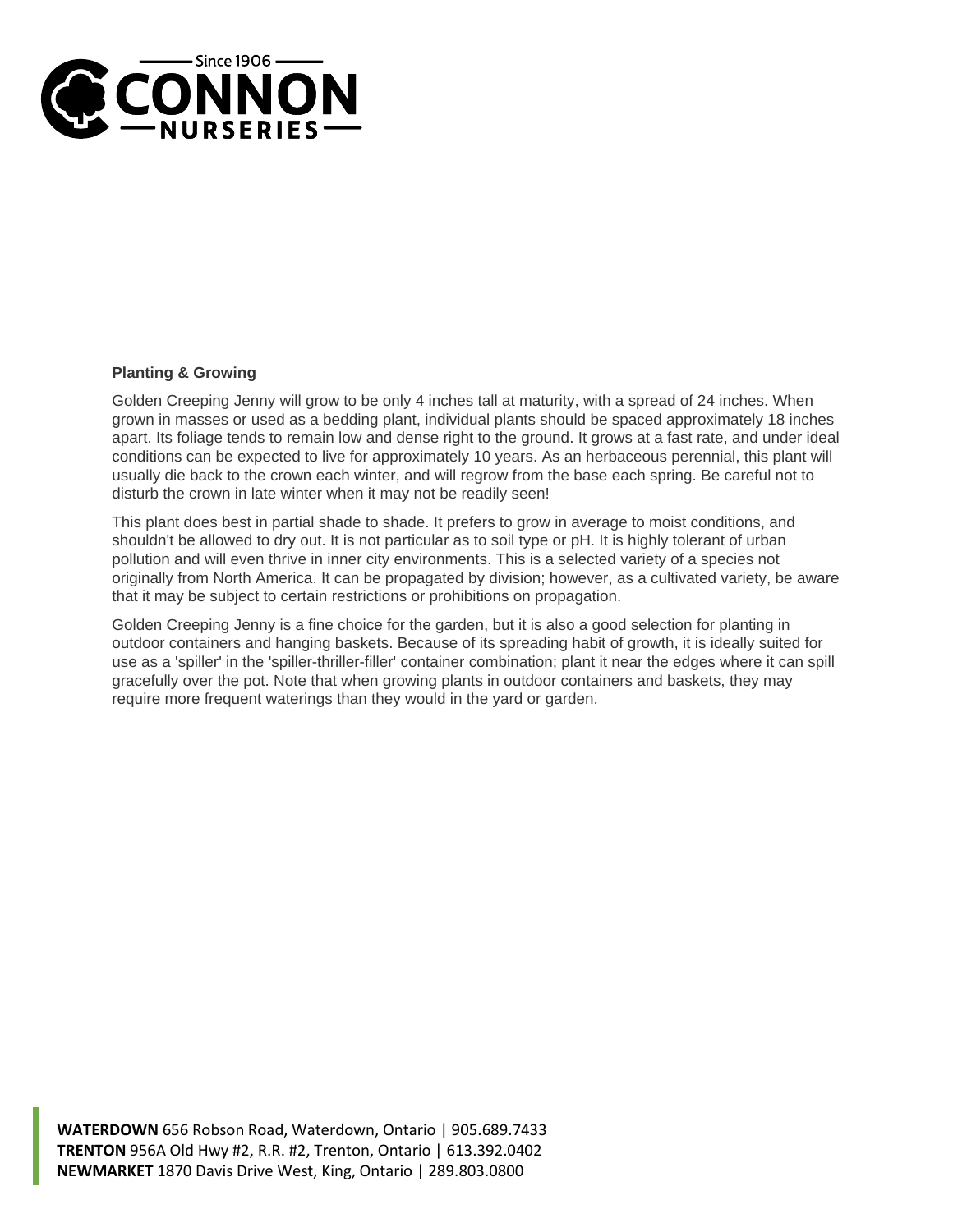### Planting & Growing

Golden Creeping Jenny will grow to be only 4 inches tall at maturity, with a spread of 24 inches. When grown in masses or used as a bedding plant, individual plants should be spaced approximately 18 inches apart. Its foliage tends to remain low and dense right to the ground. It grows at a fast rate, and under ideal conditions can be expected to live for approximately 10 years. As an herbaceous perennial, this plant will usually die back to the crown each winter, and will regrow from the base each spring. Be careful not to disturb the crown in late winter when it may not be readily seen!

This plant does best in partial shade to shade. It prefers to grow in average to moist conditions, and shouldn't be allowed to dry out. It is not particular as to soil type or pH. It is highly tolerant of urban pollution and will even thrive in inner city environments. This is a selected variety of a species not originally from North America. It can be propagated by division; however, as a cultivated variety, be aware that it may be subject to certain restrictions or prohibitions on propagation.

Golden Creeping Jenny is a fine choice for the garden, but it is also a good selection for planting in outdoor containers and hanging baskets. Because of its spreading habit of growth, it is ideally suited for use as a 'spiller' in the 'spiller-thriller-filler' container combination; plant it near the edges where it can spill gracefully over the pot. Note that when growing plants in outdoor containers and baskets, they may require more frequent waterings than they would in the yard or garden.

**WATERDOWN** 656 Robson Road, Waterdown, Ontario | 905.689.7433
**TRENTON** 956A Old Hwy #2, R.R. #2, Trenton, Ontario | 613.392.0402
**NEWMARKET** 1870 Davis Drive West, King, Ontario | 289.803.0800